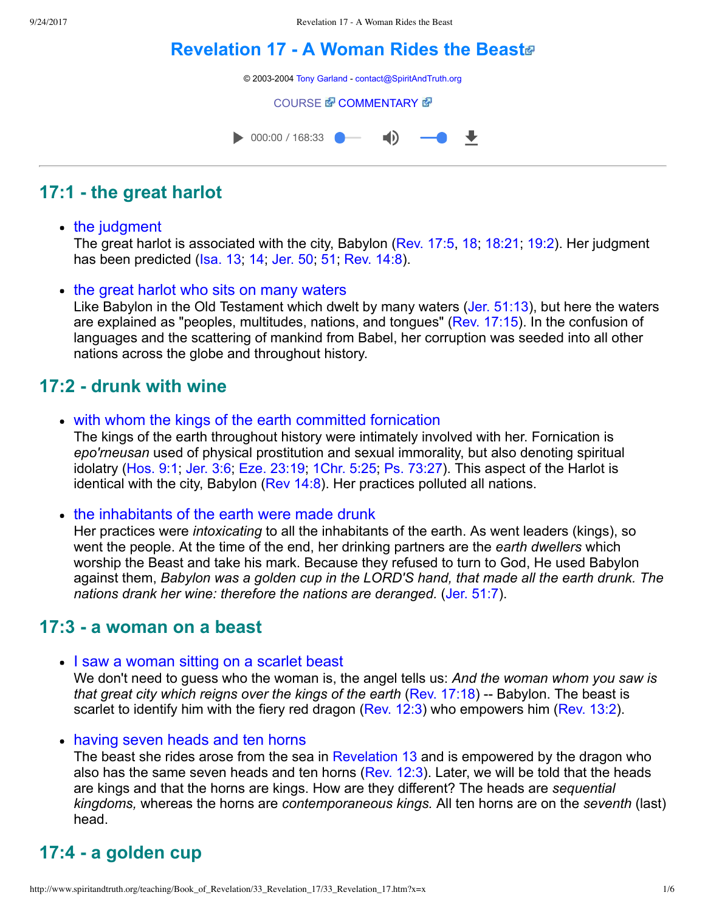# Revelation 17 - A Woman Rides the Beast

© 2003-2004 Tony Garland - contact@SpiritAndTruth.org

COURSE COMMENTARY

## 17:1 - the great harlot

- **the judgment**
  The great harlot is associated with the city, Babylon (Rev. 17:5, 18; 18:21; 19:2). Her judgment has been predicted (Isa. 13; 14; Jer. 50; 51; Rev. 14:8).

- **the great harlot who sits on many waters**
  Like Babylon in the Old Testament which dwelt by many waters (Jer. 51:13), but here the waters are explained as "peoples, multitudes, nations, and tongues" (Rev. 17:15). In the confusion of languages and the scattering of mankind from Babel, her corruption was seeded into all other nations across the globe and throughout history.

## 17:2 - drunk with wine

- **with whom the kings of the earth committed fornication**
  The kings of the earth throughout history were intimately involved with her. Fornication is *epo'rneusan* used of physical prostitution and sexual immorality, but also denoting spiritual idolatry (Hos. 9:1; Jer. 3:6; Eze. 23:19; 1Chr. 5:25; Ps. 73:27). This aspect of the Harlot is identical with the city, Babylon (Rev 14:8). Her practices polluted all nations.

- **the inhabitants of the earth were made drunk**
  Her practices were *intoxicating* to all the inhabitants of the earth. As went leaders (kings), so went the people. At the time of the end, her drinking partners are the *earth dwellers* which worship the Beast and take his mark. Because they refused to turn to God, He used Babylon against them, *Babylon was a golden cup in the LORD'S hand, that made all the earth drunk. The nations drank her wine: therefore the nations are deranged.* (Jer. 51:7).

## 17:3 - a woman on a beast

- **I saw a woman sitting on a scarlet beast**
  We don't need to guess who the woman is, the angel tells us: *And the woman whom you saw is that great city which reigns over the kings of the earth* (Rev. 17:18) -- Babylon. The beast is scarlet to identify him with the fiery red dragon (Rev. 12:3) who empowers him (Rev. 13:2).

- **having seven heads and ten horns**
  The beast she rides arose from the sea in Revelation 13 and is empowered by the dragon who also has the same seven heads and ten horns (Rev. 12:3). Later, we will be told that the heads are kings and that the horns are kings. How are they different? The heads are *sequential kingdoms,* whereas the horns are *contemporaneous kings.* All ten horns are on the *seventh* (last) head.

## 17:4 - a golden cup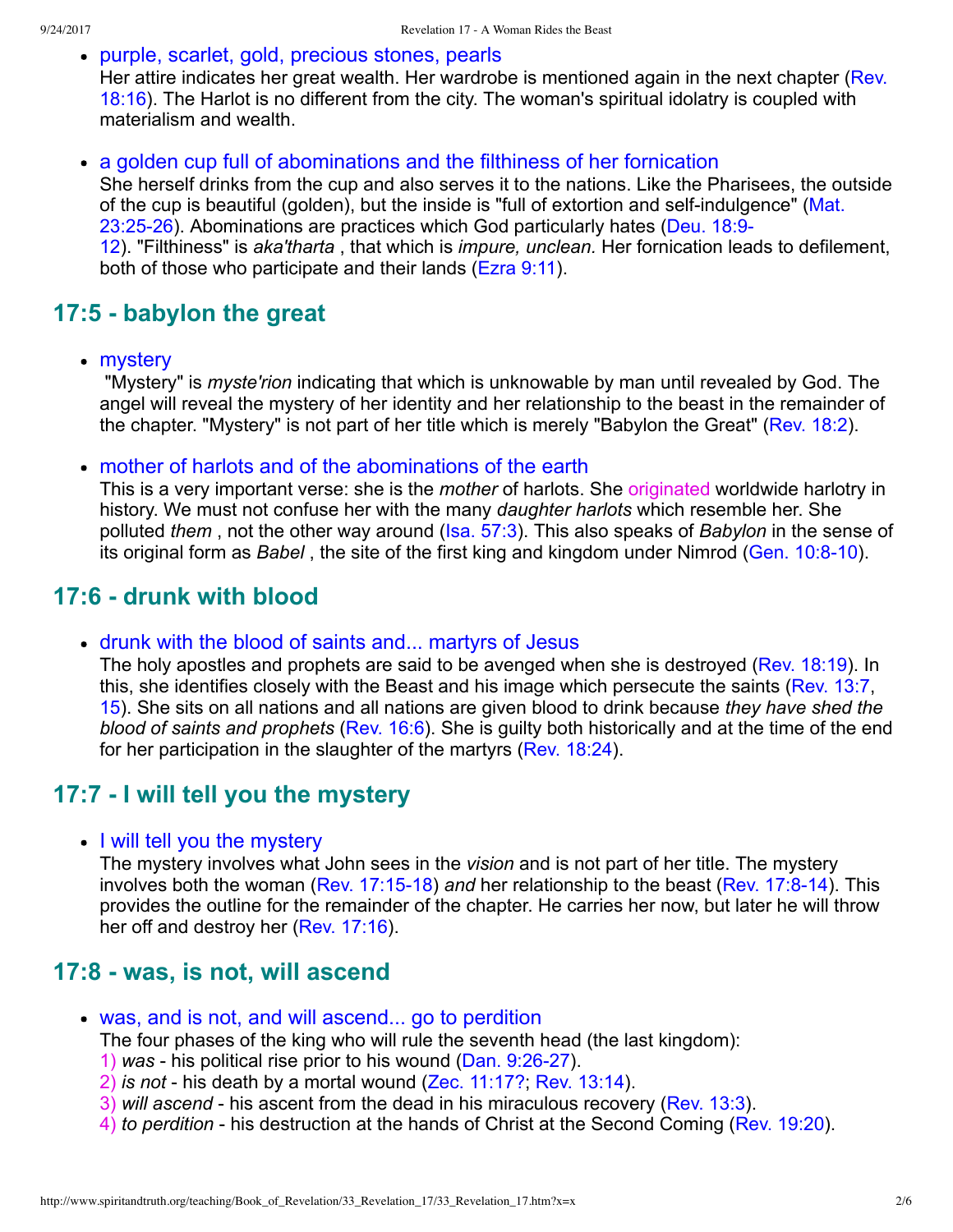- purple, scarlet, gold, precious stones, pearls
  Her attire indicates her great wealth. Her wardrobe is mentioned again in the next chapter (Rev. 18:16). The Harlot is no different from the city. The woman's spiritual idolatry is coupled with materialism and wealth.

- a golden cup full of abominations and the filthiness of her fornication
  She herself drinks from the cup and also serves it to the nations. Like the Pharisees, the outside of the cup is beautiful (golden), but the inside is "full of extortion and self-indulgence" (Mat. 23:25-26). Abominations are practices which God particularly hates (Deu. 18:9-12). "Filthiness" is *aka'tharta* , that which is *impure, unclean.* Her fornication leads to defilement, both of those who participate and their lands (Ezra 9:11).

## 17:5 - babylon the great

- mystery
  "Mystery" is *myste'rion* indicating that which is unknowable by man until revealed by God. The angel will reveal the mystery of her identity and her relationship to the beast in the remainder of the chapter. "Mystery" is not part of her title which is merely "Babylon the Great" (Rev. 18:2).

- mother of harlots and of the abominations of the earth
  This is a very important verse: she is the *mother* of harlots. She originated worldwide harlotry in history. We must not confuse her with the many *daughter harlots* which resemble her. She polluted *them* , not the other way around (Isa. 57:3). This also speaks of *Babylon* in the sense of its original form as *Babel* , the site of the first king and kingdom under Nimrod (Gen. 10:8-10).

## 17:6 - drunk with blood

- drunk with the blood of saints and... martyrs of Jesus
  The holy apostles and prophets are said to be avenged when she is destroyed (Rev. 18:19). In this, she identifies closely with the Beast and his image which persecute the saints (Rev. 13:7, 15). She sits on all nations and all nations are given blood to drink because *they have shed the blood of saints and prophets* (Rev. 16:6). She is guilty both historically and at the time of the end for her participation in the slaughter of the martyrs (Rev. 18:24).

## 17:7 - I will tell you the mystery

- I will tell you the mystery
  The mystery involves what John sees in the *vision* and is not part of her title. The mystery involves both the woman (Rev. 17:15-18) *and* her relationship to the beast (Rev. 17:8-14). This provides the outline for the remainder of the chapter. He carries her now, but later he will throw her off and destroy her (Rev. 17:16).

## 17:8 - was, is not, will ascend

- was, and is not, and will ascend... go to perdition
  The four phases of the king who will rule the seventh head (the last kingdom):
  1) *was* - his political rise prior to his wound (Dan. 9:26-27).
  2) *is not* - his death by a mortal wound (Zec. 11:17?; Rev. 13:14).
  3) *will ascend* - his ascent from the dead in his miraculous recovery (Rev. 13:3).
  4) *to perdition* - his destruction at the hands of Christ at the Second Coming (Rev. 19:20).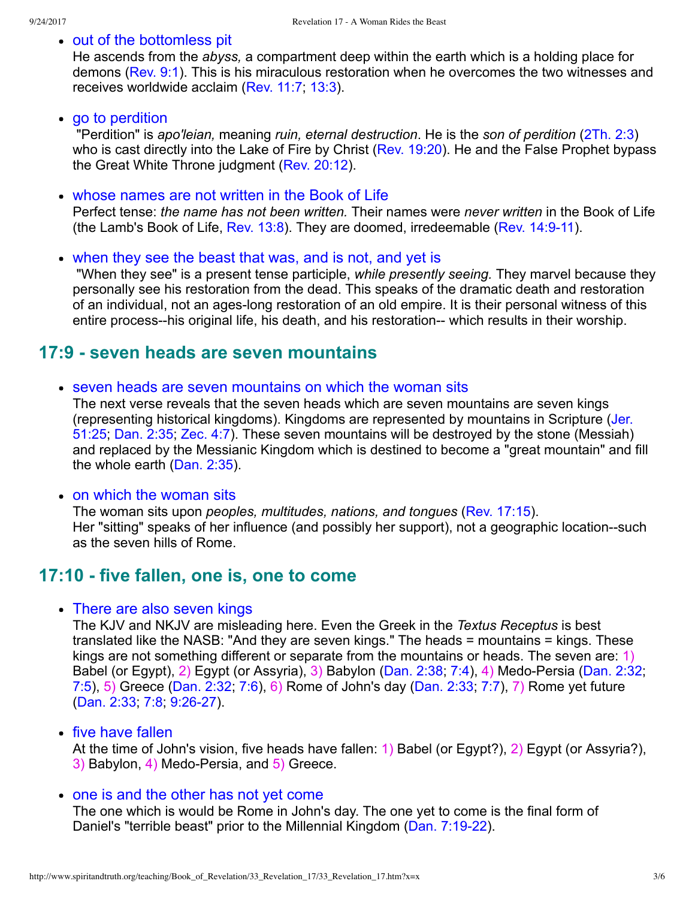- out of the bottomless pit
  He ascends from the *abyss,* a compartment deep within the earth which is a holding place for demons (Rev. 9:1). This is his miraculous restoration when he overcomes the two witnesses and receives worldwide acclaim (Rev. 11:7; 13:3).

- go to perdition
  "Perdition" is *apo'leian,* meaning *ruin, eternal destruction*. He is the *son of perdition* (2Th. 2:3) who is cast directly into the Lake of Fire by Christ (Rev. 19:20). He and the False Prophet bypass the Great White Throne judgment (Rev. 20:12).

- whose names are not written in the Book of Life
  Perfect tense: *the name has not been written.* Their names were *never written* in the Book of Life (the Lamb's Book of Life, Rev. 13:8). They are doomed, irredeemable (Rev. 14:9-11).

- when they see the beast that was, and is not, and yet is
  "When they see" is a present tense participle, *while presently seeing.* They marvel because they personally see his restoration from the dead. This speaks of the dramatic death and restoration of an individual, not an ages-long restoration of an old empire. It is their personal witness of this entire process--his original life, his death, and his restoration-- which results in their worship.

## 17:9 - seven heads are seven mountains

- seven heads are seven mountains on which the woman sits
  The next verse reveals that the seven heads which are seven mountains are seven kings (representing historical kingdoms). Kingdoms are represented by mountains in Scripture (Jer. 51:25; Dan. 2:35; Zec. 4:7). These seven mountains will be destroyed by the stone (Messiah) and replaced by the Messianic Kingdom which is destined to become a "great mountain" and fill the whole earth (Dan. 2:35).

- on which the woman sits
  The woman sits upon *peoples, multitudes, nations, and tongues* (Rev. 17:15).
  Her "sitting" speaks of her influence (and possibly her support), not a geographic location--such as the seven hills of Rome.

## 17:10 - five fallen, one is, one to come

- There are also seven kings
  The KJV and NKJV are misleading here. Even the Greek in the *Textus Receptus* is best translated like the NASB: "And they are seven kings." The heads = mountains = kings. These kings are not something different or separate from the mountains or heads. The seven are: 1) Babel (or Egypt), 2) Egypt (or Assyria), 3) Babylon (Dan. 2:38; 7:4), 4) Medo-Persia (Dan. 2:32; 7:5), 5) Greece (Dan. 2:32; 7:6), 6) Rome of John's day (Dan. 2:33; 7:7), 7) Rome yet future (Dan. 2:33; 7:8; 9:26-27).

- five have fallen
  At the time of John's vision, five heads have fallen: 1) Babel (or Egypt?), 2) Egypt (or Assyria?), 3) Babylon, 4) Medo-Persia, and 5) Greece.

- one is and the other has not yet come
  The one which is would be Rome in John's day. The one yet to come is the final form of Daniel's "terrible beast" prior to the Millennial Kingdom (Dan. 7:19-22).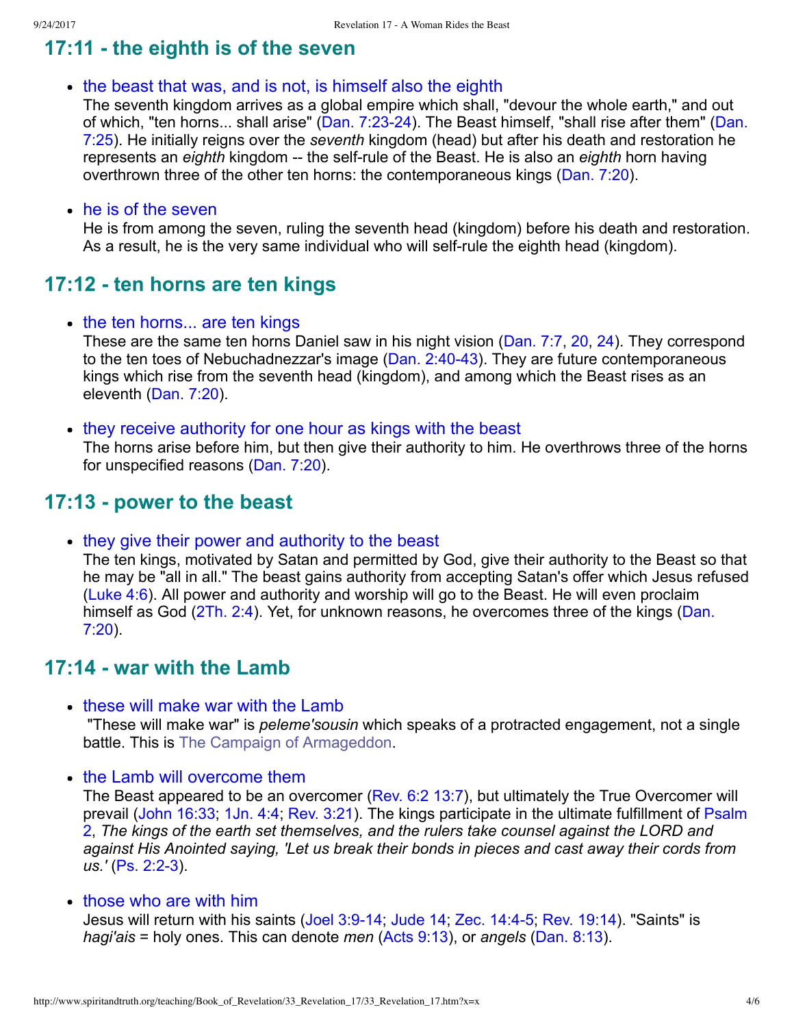## 17:11 - the eighth is of the seven

- the beast that was, and is not, is himself also the eighth
  The seventh kingdom arrives as a global empire which shall, "devour the whole earth," and out of which, "ten horns... shall arise" (Dan. 7:23-24). The Beast himself, "shall rise after them" (Dan. 7:25). He initially reigns over the *seventh* kingdom (head) but after his death and restoration he represents an *eighth* kingdom -- the self-rule of the Beast. He is also an *eighth* horn having overthrown three of the other ten horns: the contemporaneous kings (Dan. 7:20).

- he is of the seven
  He is from among the seven, ruling the seventh head (kingdom) before his death and restoration. As a result, he is the very same individual who will self-rule the eighth head (kingdom).

## 17:12 - ten horns are ten kings

- the ten horns... are ten kings
  These are the same ten horns Daniel saw in his night vision (Dan. 7:7, 20, 24). They correspond to the ten toes of Nebuchadnezzar's image (Dan. 2:40-43). They are future contemporaneous kings which rise from the seventh head (kingdom), and among which the Beast rises as an eleventh (Dan. 7:20).

- they receive authority for one hour as kings with the beast
  The horns arise before him, but then give their authority to him. He overthrows three of the horns for unspecified reasons (Dan. 7:20).

## 17:13 - power to the beast

- they give their power and authority to the beast
  The ten kings, motivated by Satan and permitted by God, give their authority to the Beast so that he may be "all in all." The beast gains authority from accepting Satan's offer which Jesus refused (Luke 4:6). All power and authority and worship will go to the Beast. He will even proclaim himself as God (2Th. 2:4). Yet, for unknown reasons, he overcomes three of the kings (Dan. 7:20).

## 17:14 - war with the Lamb

- these will make war with the Lamb
  "These will make war" is *peleme'sousin* which speaks of a protracted engagement, not a single battle. This is The Campaign of Armageddon.

- the Lamb will overcome them
  The Beast appeared to be an overcomer (Rev. 6:2 13:7), but ultimately the True Overcomer will prevail (John 16:33; 1Jn. 4:4; Rev. 3:21). The kings participate in the ultimate fulfillment of Psalm 2, *The kings of the earth set themselves, and the rulers take counsel against the LORD and against His Anointed saying, 'Let us break their bonds in pieces and cast away their cords from us.'* (Ps. 2:2-3).

- those who are with him
  Jesus will return with his saints (Joel 3:9-14; Jude 14; Zec. 14:4-5; Rev. 19:14). "Saints" is *hagi'ais* = holy ones. This can denote *men* (Acts 9:13), or *angels* (Dan. 8:13).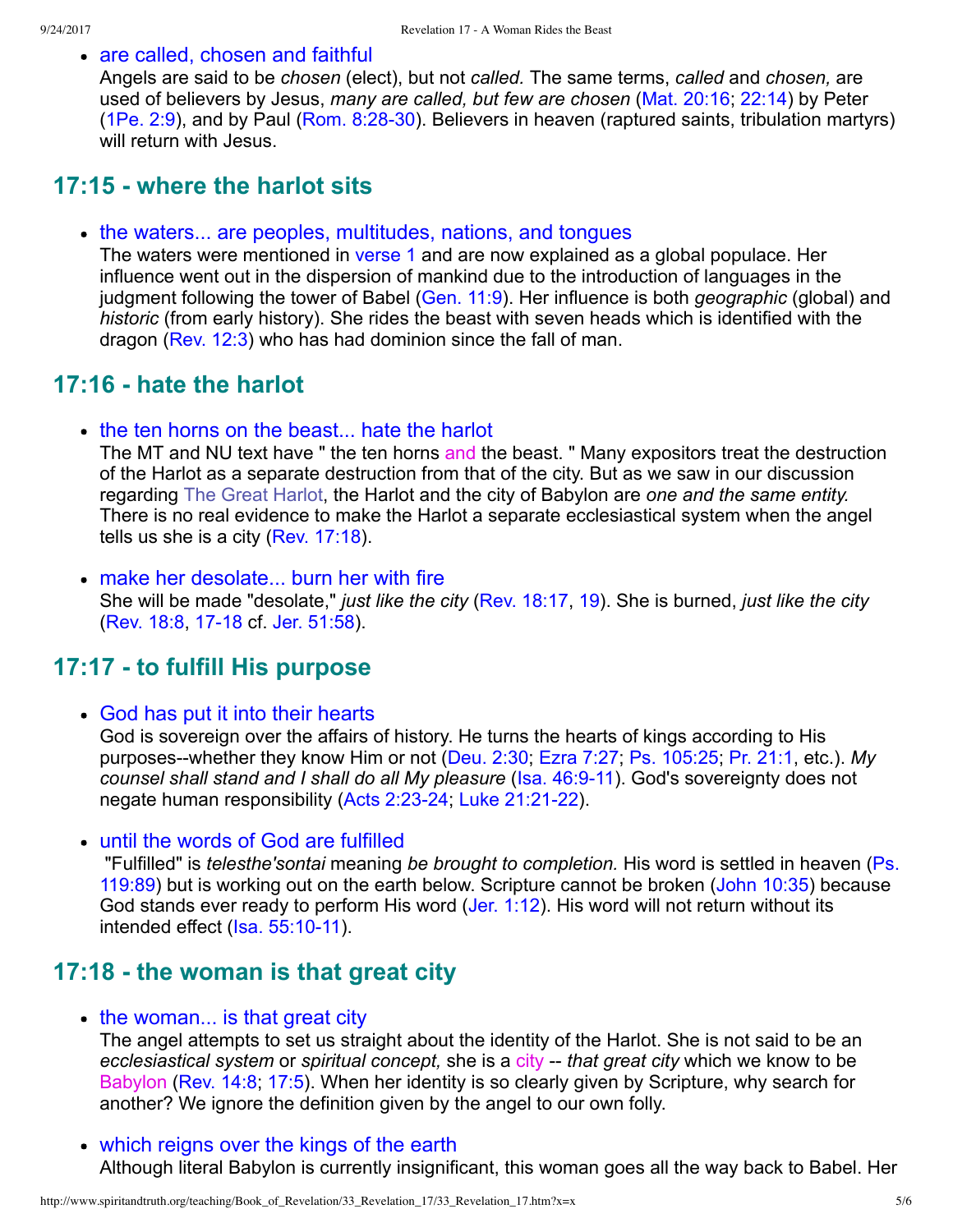- are called, chosen and faithful
  Angels are said to be *chosen* (elect), but not *called.* The same terms, *called* and *chosen,* are used of believers by Jesus, *many are called, but few are chosen* (Mat. 20:16; 22:14) by Peter (1Pe. 2:9), and by Paul (Rom. 8:28-30). Believers in heaven (raptured saints, tribulation martyrs) will return with Jesus.

## 17:15 - where the harlot sits

- the waters... are peoples, multitudes, nations, and tongues
  The waters were mentioned in verse 1 and are now explained as a global populace. Her influence went out in the dispersion of mankind due to the introduction of languages in the judgment following the tower of Babel (Gen. 11:9). Her influence is both *geographic* (global) and *historic* (from early history). She rides the beast with seven heads which is identified with the dragon (Rev. 12:3) who has had dominion since the fall of man.

## 17:16 - hate the harlot

- the ten horns on the beast... hate the harlot
  The MT and NU text have " the ten horns and the beast. " Many expositors treat the destruction of the Harlot as a separate destruction from that of the city. But as we saw in our discussion regarding The Great Harlot, the Harlot and the city of Babylon are *one and the same entity.* There is no real evidence to make the Harlot a separate ecclesiastical system when the angel tells us she is a city (Rev. 17:18).

- make her desolate... burn her with fire
  She will be made "desolate," *just like the city* (Rev. 18:17, 19). She is burned, *just like the city* (Rev. 18:8, 17-18 cf. Jer. 51:58).

## 17:17 - to fulfill His purpose

- God has put it into their hearts
  God is sovereign over the affairs of history. He turns the hearts of kings according to His purposes--whether they know Him or not (Deu. 2:30; Ezra 7:27; Ps. 105:25; Pr. 21:1, etc.). *My counsel shall stand and I shall do all My pleasure* (Isa. 46:9-11). God's sovereignty does not negate human responsibility (Acts 2:23-24; Luke 21:21-22).

- until the words of God are fulfilled
  "Fulfilled" is *telesthe'sontai* meaning *be brought to completion.* His word is settled in heaven (Ps. 119:89) but is working out on the earth below. Scripture cannot be broken (John 10:35) because God stands ever ready to perform His word (Jer. 1:12). His word will not return without its intended effect (Isa. 55:10-11).

## 17:18 - the woman is that great city

- the woman... is that great city
  The angel attempts to set us straight about the identity of the Harlot. She is not said to be an *ecclesiastical system* or *spiritual concept,* she is a city -- *that great city* which we know to be Babylon (Rev. 14:8; 17:5). When her identity is so clearly given by Scripture, why search for another? We ignore the definition given by the angel to our own folly.

- which reigns over the kings of the earth
  Although literal Babylon is currently insignificant, this woman goes all the way back to Babel. Her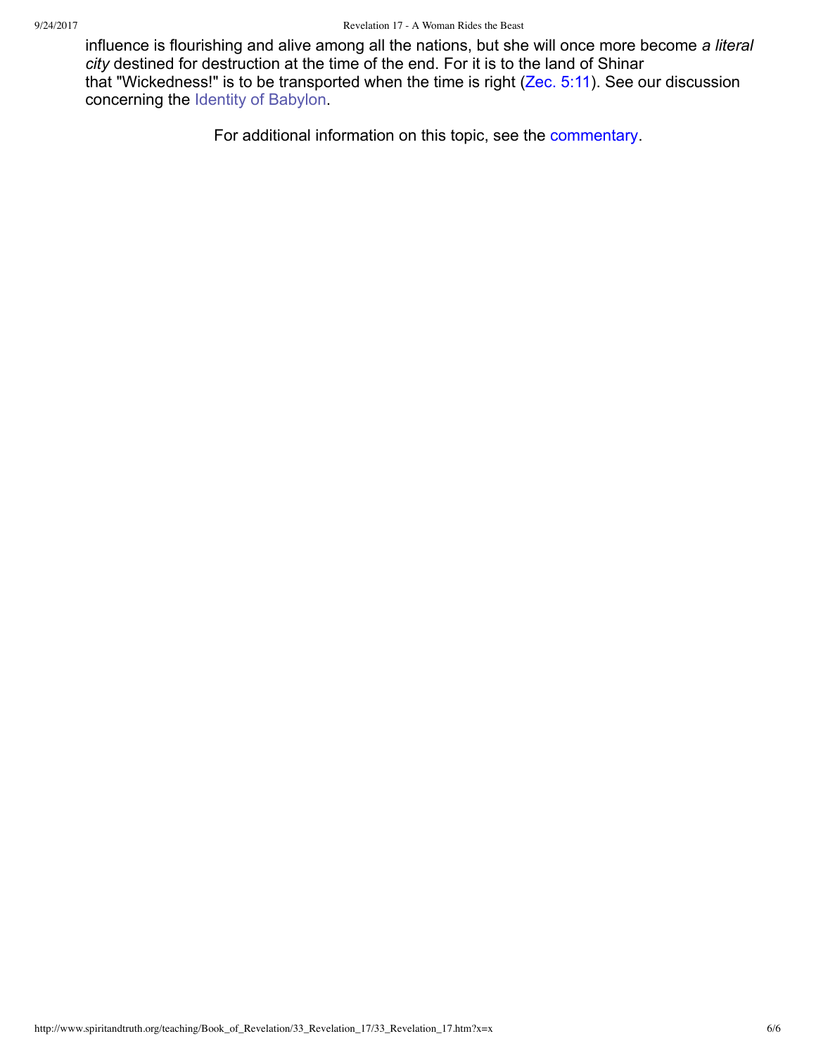influence is flourishing and alive among all the nations, but she will once more become *a literal city* destined for destruction at the time of the end. For it is to the land of Shinar that "Wickedness!" is to be transported when the time is right (Zec. 5:11). See our discussion concerning the Identity of Babylon.

For additional information on this topic, see the commentary.